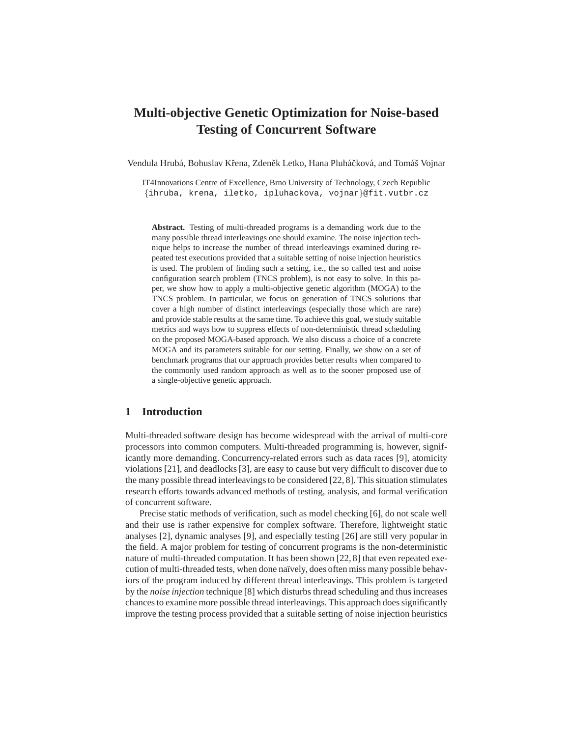# Multi-objective Genetic Optimization for Noise-based Testing of Concurrent Software

Vendula Hrubá, Bohuslav Křena, Zdeněk Letko, Hana Pluháčková, and Tomáš Vojnar

IT4Innovations Centre of Excellence, Brno University of Technology, Czech Republic
{ihruba, krena, iletko, ipluhackova, vojnar}@fit.vutbr.cz

**Abstract.** Testing of multi-threaded programs is a demanding work due to the many possible thread interleavings one should examine. The noise injection technique helps to increase the number of thread interleavings examined during repeated test executions provided that a suitable setting of noise injection heuristics is used. The problem of finding such a setting, i.e., the so called test and noise configuration search problem (TNCS problem), is not easy to solve. In this paper, we show how to apply a multi-objective genetic algorithm (MOGA) to the TNCS problem. In particular, we focus on generation of TNCS solutions that cover a high number of distinct interleavings (especially those which are rare) and provide stable results at the same time. To achieve this goal, we study suitable metrics and ways how to suppress effects of non-deterministic thread scheduling on the proposed MOGA-based approach. We also discuss a choice of a concrete MOGA and its parameters suitable for our setting. Finally, we show on a set of benchmark programs that our approach provides better results when compared to the commonly used random approach as well as to the sooner proposed use of a single-objective genetic approach.

## 1 Introduction

Multi-threaded software design has become widespread with the arrival of multi-core processors into common computers. Multi-threaded programming is, however, significantly more demanding. Concurrency-related errors such as data races [9], atomicity violations [21], and deadlocks [3], are easy to cause but very difficult to discover due to the many possible thread interleavings to be considered [22, 8]. This situation stimulates research efforts towards advanced methods of testing, analysis, and formal verification of concurrent software.

Precise static methods of verification, such as model checking [6], do not scale well and their use is rather expensive for complex software. Therefore, lightweight static analyses [2], dynamic analyses [9], and especially testing [26] are still very popular in the field. A major problem for testing of concurrent programs is the non-deterministic nature of multi-threaded computation. It has been shown [22, 8] that even repeated execution of multi-threaded tests, when done naïvely, does often miss many possible behaviors of the program induced by different thread interleavings. This problem is targeted by the *noise injection* technique [8] which disturbs thread scheduling and thus increases chances to examine more possible thread interleavings. This approach does significantly improve the testing process provided that a suitable setting of noise injection heuristics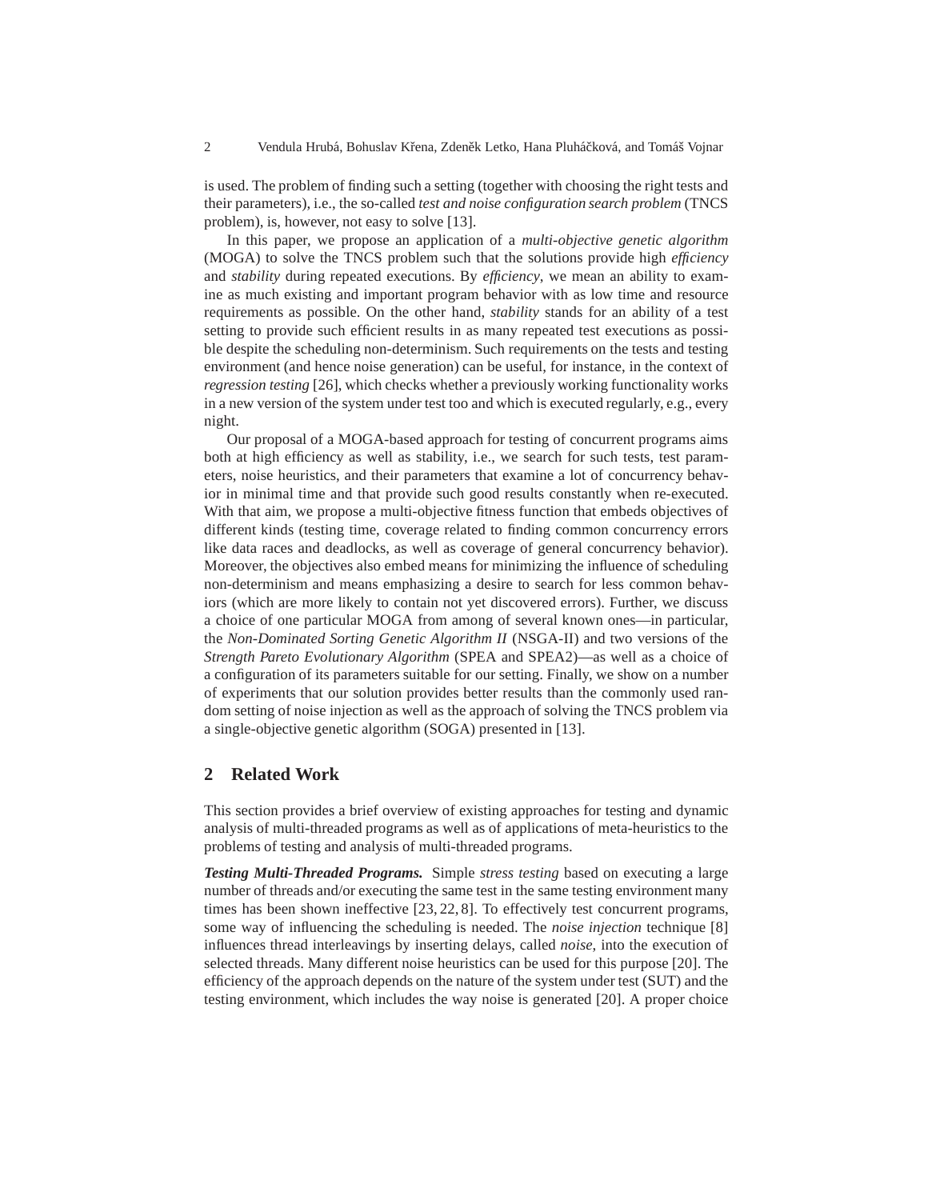is used. The problem of finding such a setting (together with choosing the right tests and their parameters), i.e., the so-called *test and noise configuration search problem* (TNCS problem), is, however, not easy to solve [13].

In this paper, we propose an application of a *multi-objective genetic algorithm* (MOGA) to solve the TNCS problem such that the solutions provide high *efficiency* and *stability* during repeated executions. By *efficiency*, we mean an ability to examine as much existing and important program behavior with as low time and resource requirements as possible. On the other hand, *stability* stands for an ability of a test setting to provide such efficient results in as many repeated test executions as possible despite the scheduling non-determinism. Such requirements on the tests and testing environment (and hence noise generation) can be useful, for instance, in the context of *regression testing* [26], which checks whether a previously working functionality works in a new version of the system under test too and which is executed regularly, e.g., every night.

Our proposal of a MOGA-based approach for testing of concurrent programs aims both at high efficiency as well as stability, i.e., we search for such tests, test parameters, noise heuristics, and their parameters that examine a lot of concurrency behavior in minimal time and that provide such good results constantly when re-executed. With that aim, we propose a multi-objective fitness function that embeds objectives of different kinds (testing time, coverage related to finding common concurrency errors like data races and deadlocks, as well as coverage of general concurrency behavior). Moreover, the objectives also embed means for minimizing the influence of scheduling non-determinism and means emphasizing a desire to search for less common behaviors (which are more likely to contain not yet discovered errors). Further, we discuss a choice of one particular MOGA from among of several known ones—in particular, the *Non-Dominated Sorting Genetic Algorithm II* (NSGA-II) and two versions of the *Strength Pareto Evolutionary Algorithm* (SPEA and SPEA2)—as well as a choice of a configuration of its parameters suitable for our setting. Finally, we show on a number of experiments that our solution provides better results than the commonly used random setting of noise injection as well as the approach of solving the TNCS problem via a single-objective genetic algorithm (SOGA) presented in [13].

## 2 Related Work

This section provides a brief overview of existing approaches for testing and dynamic analysis of multi-threaded programs as well as of applications of meta-heuristics to the problems of testing and analysis of multi-threaded programs.

***Testing Multi-Threaded Programs.*** Simple *stress testing* based on executing a large number of threads and/or executing the same test in the same testing environment many times has been shown ineffective [23, 22, 8]. To effectively test concurrent programs, some way of influencing the scheduling is needed. The *noise injection* technique [8] influences thread interleavings by inserting delays, called *noise*, into the execution of selected threads. Many different noise heuristics can be used for this purpose [20]. The efficiency of the approach depends on the nature of the system under test (SUT) and the testing environment, which includes the way noise is generated [20]. A proper choice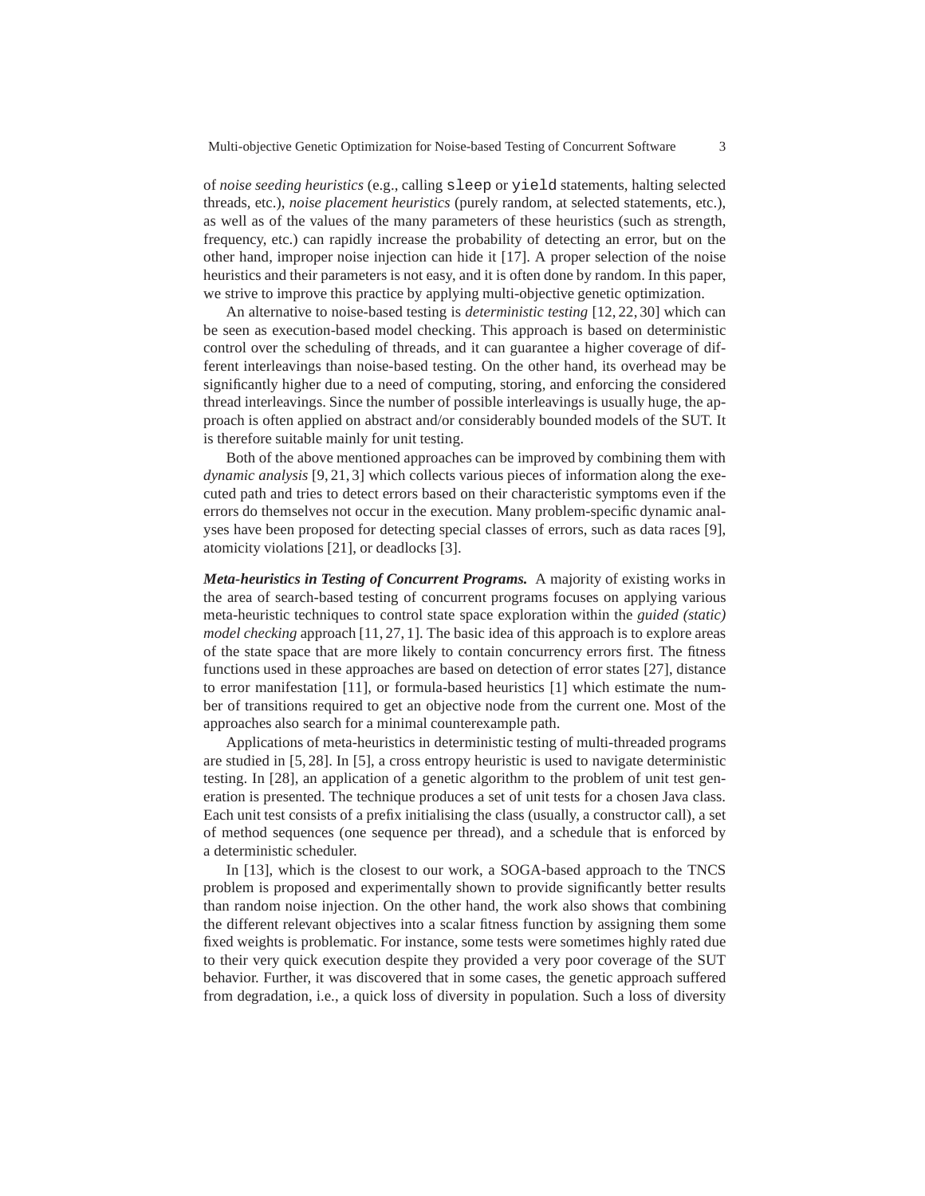of *noise seeding heuristics* (e.g., calling `sleep` or `yield` statements, halting selected threads, etc.), *noise placement heuristics* (purely random, at selected statements, etc.), as well as of the values of the many parameters of these heuristics (such as strength, frequency, etc.) can rapidly increase the probability of detecting an error, but on the other hand, improper noise injection can hide it [17]. A proper selection of the noise heuristics and their parameters is not easy, and it is often done by random. In this paper, we strive to improve this practice by applying multi-objective genetic optimization.

An alternative to noise-based testing is *deterministic testing* [12, 22, 30] which can be seen as execution-based model checking. This approach is based on deterministic control over the scheduling of threads, and it can guarantee a higher coverage of different interleavings than noise-based testing. On the other hand, its overhead may be significantly higher due to a need of computing, storing, and enforcing the considered thread interleavings. Since the number of possible interleavings is usually huge, the approach is often applied on abstract and/or considerably bounded models of the SUT. It is therefore suitable mainly for unit testing.

Both of the above mentioned approaches can be improved by combining them with *dynamic analysis* [9, 21, 3] which collects various pieces of information along the executed path and tries to detect errors based on their characteristic symptoms even if the errors do themselves not occur in the execution. Many problem-specific dynamic analyses have been proposed for detecting special classes of errors, such as data races [9], atomicity violations [21], or deadlocks [3].

***Meta-heuristics in Testing of Concurrent Programs.*** A majority of existing works in the area of search-based testing of concurrent programs focuses on applying various meta-heuristic techniques to control state space exploration within the *guided (static) model checking* approach [11, 27, 1]. The basic idea of this approach is to explore areas of the state space that are more likely to contain concurrency errors first. The fitness functions used in these approaches are based on detection of error states [27], distance to error manifestation [11], or formula-based heuristics [1] which estimate the number of transitions required to get an objective node from the current one. Most of the approaches also search for a minimal counterexample path.

Applications of meta-heuristics in deterministic testing of multi-threaded programs are studied in [5, 28]. In [5], a cross entropy heuristic is used to navigate deterministic testing. In [28], an application of a genetic algorithm to the problem of unit test generation is presented. The technique produces a set of unit tests for a chosen Java class. Each unit test consists of a prefix initialising the class (usually, a constructor call), a set of method sequences (one sequence per thread), and a schedule that is enforced by a deterministic scheduler.

In [13], which is the closest to our work, a SOGA-based approach to the TNCS problem is proposed and experimentally shown to provide significantly better results than random noise injection. On the other hand, the work also shows that combining the different relevant objectives into a scalar fitness function by assigning them some fixed weights is problematic. For instance, some tests were sometimes highly rated due to their very quick execution despite they provided a very poor coverage of the SUT behavior. Further, it was discovered that in some cases, the genetic approach suffered from degradation, i.e., a quick loss of diversity in population. Such a loss of diversity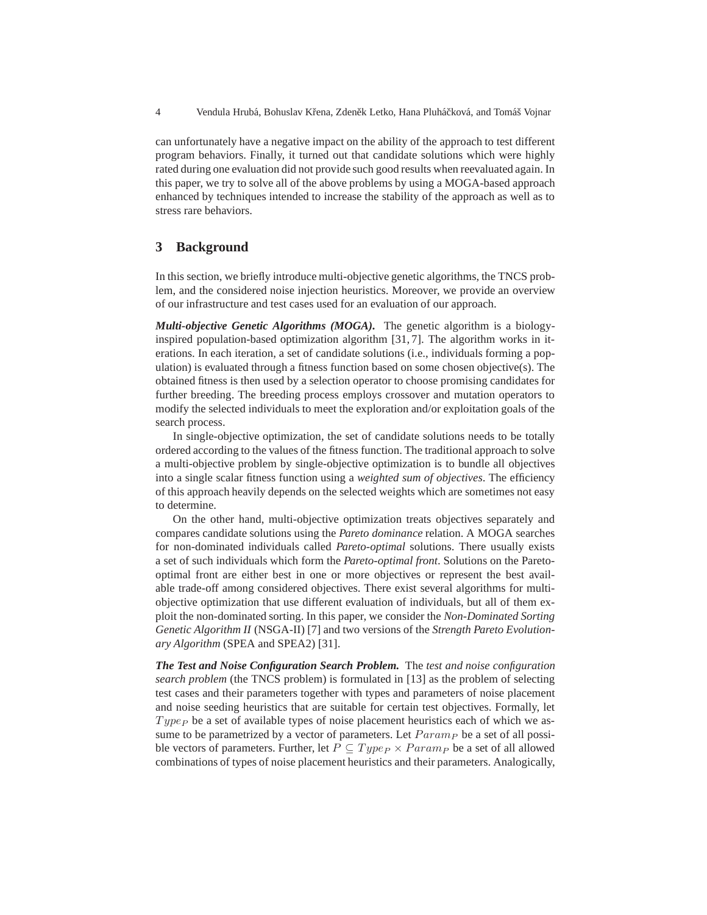can unfortunately have a negative impact on the ability of the approach to test different program behaviors. Finally, it turned out that candidate solutions which were highly rated during one evaluation did not provide such good results when reevaluated again. In this paper, we try to solve all of the above problems by using a MOGA-based approach enhanced by techniques intended to increase the stability of the approach as well as to stress rare behaviors.

## 3 Background

In this section, we briefly introduce multi-objective genetic algorithms, the TNCS problem, and the considered noise injection heuristics. Moreover, we provide an overview of our infrastructure and test cases used for an evaluation of our approach.

***Multi-objective Genetic Algorithms (MOGA).*** The genetic algorithm is a biology-inspired population-based optimization algorithm [31, 7]. The algorithm works in iterations. In each iteration, a set of candidate solutions (i.e., individuals forming a population) is evaluated through a fitness function based on some chosen objective(s). The obtained fitness is then used by a selection operator to choose promising candidates for further breeding. The breeding process employs crossover and mutation operators to modify the selected individuals to meet the exploration and/or exploitation goals of the search process.

In single-objective optimization, the set of candidate solutions needs to be totally ordered according to the values of the fitness function. The traditional approach to solve a multi-objective problem by single-objective optimization is to bundle all objectives into a single scalar fitness function using a *weighted sum of objectives*. The efficiency of this approach heavily depends on the selected weights which are sometimes not easy to determine.

On the other hand, multi-objective optimization treats objectives separately and compares candidate solutions using the *Pareto dominance* relation. A MOGA searches for non-dominated individuals called *Pareto-optimal* solutions. There usually exists a set of such individuals which form the *Pareto-optimal front*. Solutions on the Pareto-optimal front are either best in one or more objectives or represent the best available trade-off among considered objectives. There exist several algorithms for multi-objective optimization that use different evaluation of individuals, but all of them exploit the non-dominated sorting. In this paper, we consider the *Non-Dominated Sorting Genetic Algorithm II* (NSGA-II) [7] and two versions of the *Strength Pareto Evolutionary Algorithm* (SPEA and SPEA2) [31].

***The Test and Noise Configuration Search Problem.*** The *test and noise configuration search problem* (the TNCS problem) is formulated in [13] as the problem of selecting test cases and their parameters together with types and parameters of noise placement and noise seeding heuristics that are suitable for certain test objectives. Formally, let $Type_P$ be a set of available types of noise placement heuristics each of which we assume to be parametrized by a vector of parameters. Let $Param_P$ be a set of all possible vectors of parameters. Further, let $P \subseteq Type_P \times Param_P$ be a set of all allowed combinations of types of noise placement heuristics and their parameters. Analogically,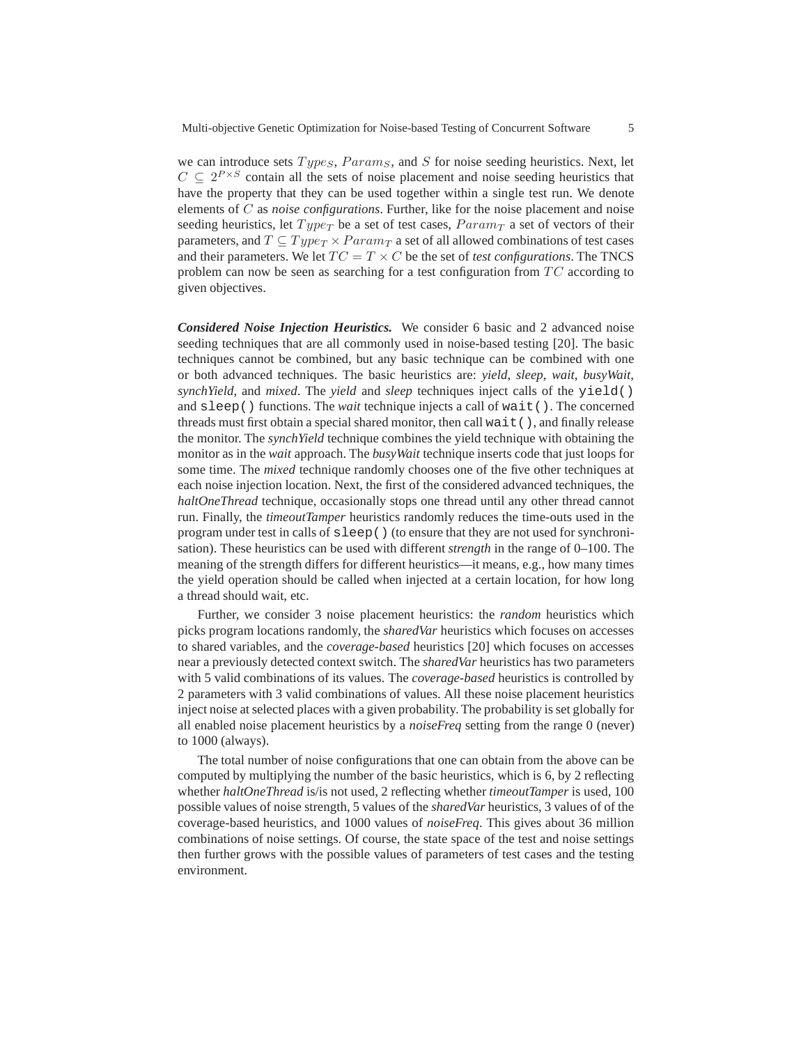we can introduce sets $Type_S$, $Param_S$, and $S$ for noise seeding heuristics. Next, let $C \subseteq 2^{P \times S}$ contain all the sets of noise placement and noise seeding heuristics that have the property that they can be used together within a single test run. We denote elements of $C$ as *noise configurations*. Further, like for the noise placement and noise seeding heuristics, let $Type_T$ be a set of test cases, $Param_T$ a set of vectors of their parameters, and $T \subseteq Type_T \times Param_T$ a set of all allowed combinations of test cases and their parameters. We let $TC = T \times C$ be the set of *test configurations*. The TNCS problem can now be seen as searching for a test configuration from $TC$ according to given objectives.

***Considered Noise Injection Heuristics.*** We consider 6 basic and 2 advanced noise seeding techniques that are all commonly used in noise-based testing [20]. The basic techniques cannot be combined, but any basic technique can be combined with one or both advanced techniques. The basic heuristics are: *yield*, *sleep*, *wait*, *busyWait*, *synchYield*, and *mixed*. The *yield* and *sleep* techniques inject calls of the `yield()` and `sleep()` functions. The *wait* technique injects a call of `wait()`. The concerned threads must first obtain a special shared monitor, then call `wait()`, and finally release the monitor. The *synchYield* technique combines the yield technique with obtaining the monitor as in the *wait* approach. The *busyWait* technique inserts code that just loops for some time. The *mixed* technique randomly chooses one of the five other techniques at each noise injection location. Next, the first of the considered advanced techniques, the *haltOneThread* technique, occasionally stops one thread until any other thread cannot run. Finally, the *timeoutTamper* heuristics randomly reduces the time-outs used in the program under test in calls of `sleep()` (to ensure that they are not used for synchronisation). These heuristics can be used with different *strength* in the range of 0–100. The meaning of the strength differs for different heuristics—it means, e.g., how many times the yield operation should be called when injected at a certain location, for how long a thread should wait, etc.

Further, we consider 3 noise placement heuristics: the *random* heuristics which picks program locations randomly, the *sharedVar* heuristics which focuses on accesses to shared variables, and the *coverage-based* heuristics [20] which focuses on accesses near a previously detected context switch. The *sharedVar* heuristics has two parameters with 5 valid combinations of its values. The *coverage-based* heuristics is controlled by 2 parameters with 3 valid combinations of values. All these noise placement heuristics inject noise at selected places with a given probability. The probability is set globally for all enabled noise placement heuristics by a *noiseFreq* setting from the range 0 (never) to 1000 (always).

The total number of noise configurations that one can obtain from the above can be computed by multiplying the number of the basic heuristics, which is 6, by 2 reflecting whether *haltOneThread* is/is not used, 2 reflecting whether *timeoutTamper* is used, 100 possible values of noise strength, 5 values of the *sharedVar* heuristics, 3 values of of the coverage-based heuristics, and 1000 values of *noiseFreq*. This gives about 36 million combinations of noise settings. Of course, the state space of the test and noise settings then further grows with the possible values of parameters of test cases and the testing environment.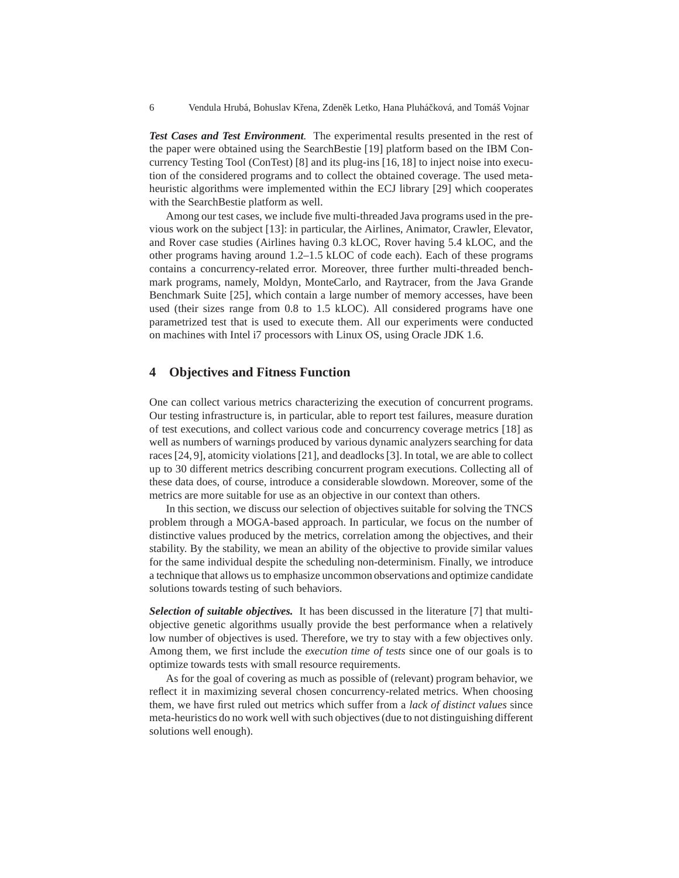***Test Cases and Test Environment.*** The experimental results presented in the rest of the paper were obtained using the SearchBestie [19] platform based on the IBM Concurrency Testing Tool (ConTest) [8] and its plug-ins [16, 18] to inject noise into execution of the considered programs and to collect the obtained coverage. The used meta-heuristic algorithms were implemented within the ECJ library [29] which cooperates with the SearchBestie platform as well.

Among our test cases, we include five multi-threaded Java programs used in the previous work on the subject [13]: in particular, the Airlines, Animator, Crawler, Elevator, and Rover case studies (Airlines having 0.3 kLOC, Rover having 5.4 kLOC, and the other programs having around 1.2–1.5 kLOC of code each). Each of these programs contains a concurrency-related error. Moreover, three further multi-threaded benchmark programs, namely, Moldyn, MonteCarlo, and Raytracer, from the Java Grande Benchmark Suite [25], which contain a large number of memory accesses, have been used (their sizes range from 0.8 to 1.5 kLOC). All considered programs have one parametrized test that is used to execute them. All our experiments were conducted on machines with Intel i7 processors with Linux OS, using Oracle JDK 1.6.

## 4 Objectives and Fitness Function

One can collect various metrics characterizing the execution of concurrent programs. Our testing infrastructure is, in particular, able to report test failures, measure duration of test executions, and collect various code and concurrency coverage metrics [18] as well as numbers of warnings produced by various dynamic analyzers searching for data races [24, 9], atomicity violations [21], and deadlocks [3]. In total, we are able to collect up to 30 different metrics describing concurrent program executions. Collecting all of these data does, of course, introduce a considerable slowdown. Moreover, some of the metrics are more suitable for use as an objective in our context than others.

In this section, we discuss our selection of objectives suitable for solving the TNCS problem through a MOGA-based approach. In particular, we focus on the number of distinctive values produced by the metrics, correlation among the objectives, and their stability. By the stability, we mean an ability of the objective to provide similar values for the same individual despite the scheduling non-determinism. Finally, we introduce a technique that allows us to emphasize uncommon observations and optimize candidate solutions towards testing of such behaviors.

***Selection of suitable objectives.*** It has been discussed in the literature [7] that multi-objective genetic algorithms usually provide the best performance when a relatively low number of objectives is used. Therefore, we try to stay with a few objectives only. Among them, we first include the *execution time of tests* since one of our goals is to optimize towards tests with small resource requirements.

As for the goal of covering as much as possible of (relevant) program behavior, we reflect it in maximizing several chosen concurrency-related metrics. When choosing them, we have first ruled out metrics which suffer from a *lack of distinct values* since meta-heuristics do no work well with such objectives (due to not distinguishing different solutions well enough).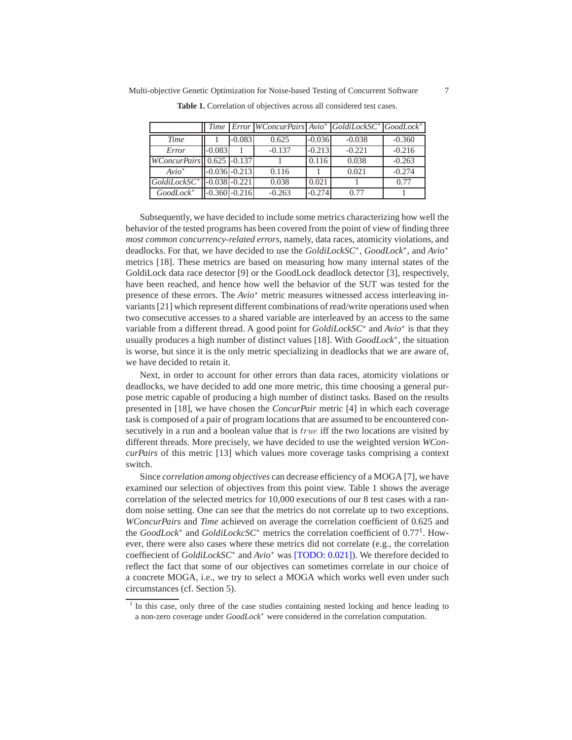**Table 1.** Correlation of objectives across all considered test cases.

| | *Time* | *Error* | *WConcurPairs* | *Avio*$^*$ | *GoldiLockSC*$^*$ | *GoodLock*$^*$ |
|---|---|---|---|---|---|---|
| *Time* | 1 | -0.083 | 0.625 | -0.036 | -0.038 | -0.360 |
| *Error* | -0.083 | 1 | -0.137 | -0.213 | -0.221 | -0.216 |
| *WConcurPairs* | 0.625 | -0.137 | 1 | 0.116 | 0.038 | -0.263 |
| *Avio*$^*$ | -0.036 | -0.213 | 0.116 | 1 | 0.021 | -0.274 |
| *GoldiLockSC*$^*$ | -0.038 | -0.221 | 0.038 | 0.021 | 1 | 0.77 |
| *GoodLock*$^*$ | -0.360 | -0.216 | -0.263 | -0.274 | 0.77 | 1 |

Subsequently, we have decided to include some metrics characterizing how well the behavior of the tested programs has been covered from the point of view of finding three *most common concurrency-related errors*, namely, data races, atomicity violations, and deadlocks. For that, we have decided to use the *GoldiLockSC*$^*$, *GoodLock*$^*$, and *Avio*$^*$ metrics [18]. These metrics are based on measuring how many internal states of the GoldiLock data race detector [9] or the GoodLock deadlock detector [3], respectively, have been reached, and hence how well the behavior of the SUT was tested for the presence of these errors. The *Avio*$^*$ metric measures witnessed access interleaving invariants [21] which represent different combinations of read/write operations used when two consecutive accesses to a shared variable are interleaved by an access to the same variable from a different thread. A good point for *GoldiLockSC*$^*$ and *Avio*$^*$ is that they usually produces a high number of distinct values [18]. With *GoodLock*$^*$, the situation is worse, but since it is the only metric specializing in deadlocks that we are aware of, we have decided to retain it.

Next, in order to account for other errors than data races, atomicity violations or deadlocks, we have decided to add one more metric, this time choosing a general purpose metric capable of producing a high number of distinct tasks. Based on the results presented in [18], we have chosen the *ConcurPair* metric [4] in which each coverage task is composed of a pair of program locations that are assumed to be encountered consecutively in a run and a boolean value that is $true$ iff the two locations are visited by different threads. More precisely, we have decided to use the weighted version *WConcurPairs* of this metric [13] which values more coverage tasks comprising a context switch.

Since *correlation among objectives* can decrease efficiency of a MOGA [7], we have examined our selection of objectives from this point view. Table 1 shows the average correlation of the selected metrics for 10,000 executions of our 8 test cases with a random noise setting. One can see that the metrics do not correlate up to two exceptions. *WConcurPairs* and *Time* achieved on average the correlation coefficient of 0.625 and the *GoodLock*$^*$ and *GoldiLockcSC*$^*$ metrics the correlation coefficient of 0.77[1]. However, there were also cases where these metrics did not correlate (e.g., the correlation coeffiecient of *GoldiLockSC*$^*$ and *Avio*$^*$ was [TODO: 0.021]). We therefore decided to reflect the fact that some of our objectives can sometimes correlate in our choice of a concrete MOGA, i.e., we try to select a MOGA which works well even under such circumstances (cf. Section 5).

[1] In this case, only three of the case studies containing nested locking and hence leading to a non-zero coverage under *GoodLock*$^*$ were considered in the correlation computation.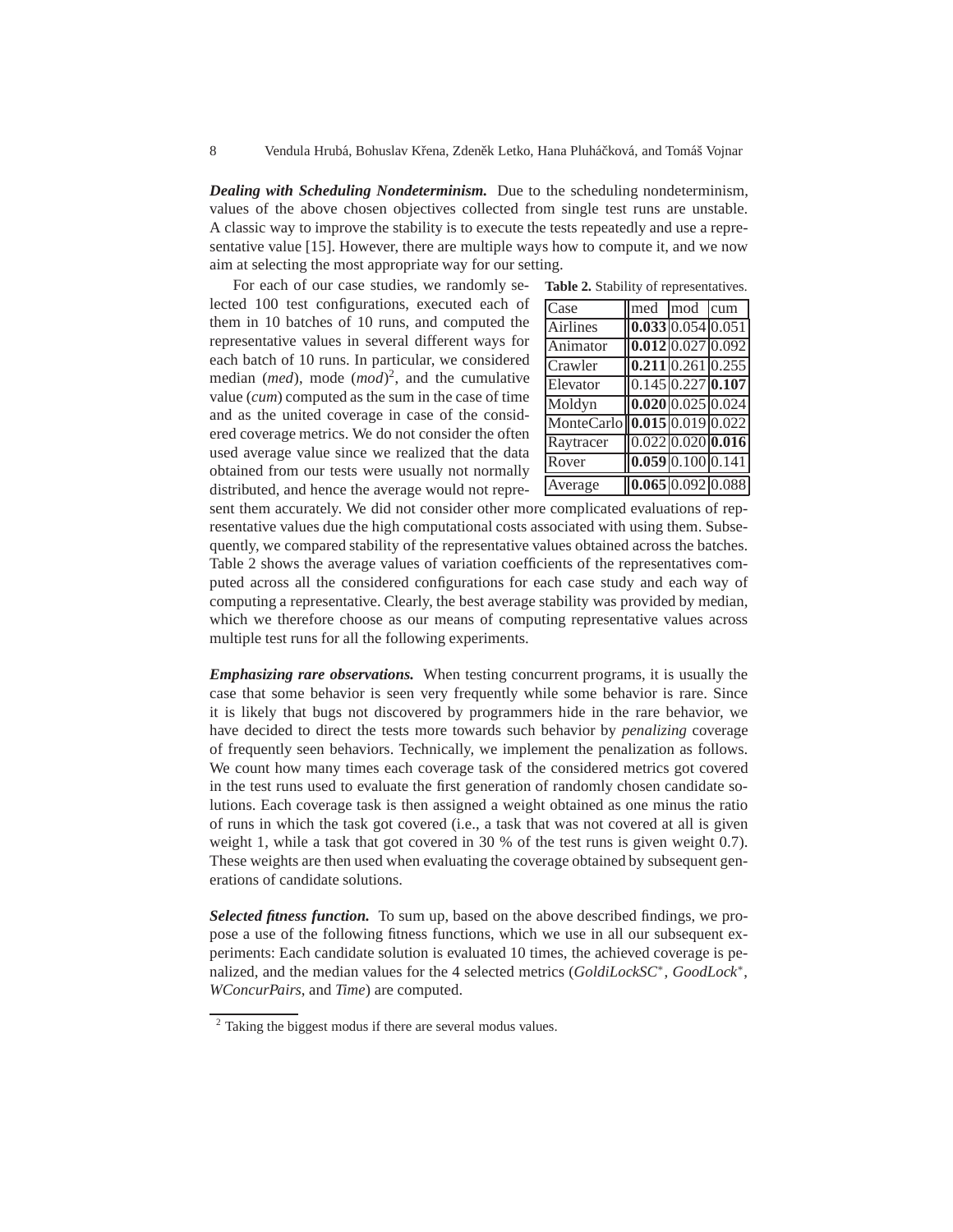***Dealing with Scheduling Nondeterminism.*** Due to the scheduling nondeterminism, values of the above chosen objectives collected from single test runs are unstable. A classic way to improve the stability is to execute the tests repeatedly and use a representative value [15]. However, there are multiple ways how to compute it, and we now aim at selecting the most appropriate way for our setting.

For each of our case studies, we randomly selected 100 test configurations, executed each of them in 10 batches of 10 runs, and computed the representative values in several different ways for each batch of 10 runs. In particular, we considered median (*med*), mode (*mod*)[2], and the cumulative value (*cum*) computed as the sum in the case of time and as the united coverage in case of the considered coverage metrics. We do not consider the often used average value since we realized that the data obtained from our tests were usually not normally distributed, and hence the average would not represent them accurately. We did not consider other more complicated evaluations of representative values due the high computational costs associated with using them. Subsequently, we compared stability of the representative values obtained across the batches. Table 2 shows the average values of variation coefficients of the representatives computed across all the considered configurations for each case study and each way of computing a representative. Clearly, the best average stability was provided by median, which we therefore choose as our means of computing representative values across multiple test runs for all the following experiments.

**Table 2.** Stability of representatives.

| Case | med | mod | cum |
|---|---|---|---|
| Airlines | **0.033** | 0.054 | 0.051 |
| Animator | **0.012** | 0.027 | 0.092 |
| Crawler | **0.211** | 0.261 | 0.255 |
| Elevator | 0.145 | 0.227 | **0.107** |
| Moldyn | **0.020** | 0.025 | 0.024 |
| MonteCarlo | **0.015** | 0.019 | 0.022 |
| Raytracer | 0.022 | 0.020 | **0.016** |
| Rover | **0.059** | 0.100 | 0.141 |
| Average | **0.065** | 0.092 | 0.088 |

***Emphasizing rare observations.*** When testing concurrent programs, it is usually the case that some behavior is seen very frequently while some behavior is rare. Since it is likely that bugs not discovered by programmers hide in the rare behavior, we have decided to direct the tests more towards such behavior by *penalizing* coverage of frequently seen behaviors. Technically, we implement the penalization as follows. We count how many times each coverage task of the considered metrics got covered in the test runs used to evaluate the first generation of randomly chosen candidate solutions. Each coverage task is then assigned a weight obtained as one minus the ratio of runs in which the task got covered (i.e., a task that was not covered at all is given weight 1, while a task that got covered in 30 % of the test runs is given weight 0.7). These weights are then used when evaluating the coverage obtained by subsequent generations of candidate solutions.

***Selected fitness function.*** To sum up, based on the above described findings, we propose a use of the following fitness functions, which we use in all our subsequent experiments: Each candidate solution is evaluated 10 times, the achieved coverage is penalized, and the median values for the 4 selected metrics (*GoldiLockSC*$^*$, *GoodLock*$^*$, *WConcurPairs*, and *Time*) are computed.

[2] Taking the biggest modus if there are several modus values.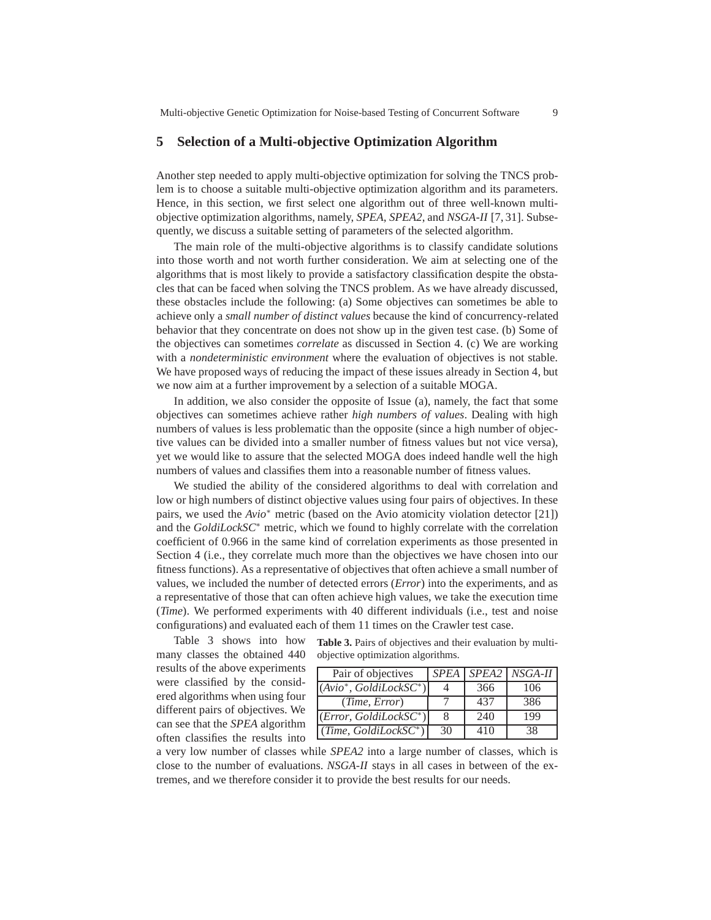## 5 Selection of a Multi-objective Optimization Algorithm

Another step needed to apply multi-objective optimization for solving the TNCS problem is to choose a suitable multi-objective optimization algorithm and its parameters. Hence, in this section, we first select one algorithm out of three well-known multi-objective optimization algorithms, namely, *SPEA*, *SPEA2*, and *NSGA-II* [7, 31]. Subsequently, we discuss a suitable setting of parameters of the selected algorithm.

The main role of the multi-objective algorithms is to classify candidate solutions into those worth and not worth further consideration. We aim at selecting one of the algorithms that is most likely to provide a satisfactory classification despite the obstacles that can be faced when solving the TNCS problem. As we have already discussed, these obstacles include the following: (a) Some objectives can sometimes be able to achieve only a *small number of distinct values* because the kind of concurrency-related behavior that they concentrate on does not show up in the given test case. (b) Some of the objectives can sometimes *correlate* as discussed in Section 4. (c) We are working with a *nondeterministic environment* where the evaluation of objectives is not stable. We have proposed ways of reducing the impact of these issues already in Section 4, but we now aim at a further improvement by a selection of a suitable MOGA.

In addition, we also consider the opposite of Issue (a), namely, the fact that some objectives can sometimes achieve rather *high numbers of values*. Dealing with high numbers of values is less problematic than the opposite (since a high number of objective values can be divided into a smaller number of fitness values but not vice versa), yet we would like to assure that the selected MOGA does indeed handle well the high numbers of values and classifies them into a reasonable number of fitness values.

We studied the ability of the considered algorithms to deal with correlation and low or high numbers of distinct objective values using four pairs of objectives. In these pairs, we used the *Avio*$^*$ metric (based on the Avio atomicity violation detector [21]) and the *GoldiLockSC*$^*$ metric, which we found to highly correlate with the correlation coefficient of 0.966 in the same kind of correlation experiments as those presented in Section 4 (i.e., they correlate much more than the objectives we have chosen into our fitness functions). As a representative of objectives that often achieve a small number of values, we included the number of detected errors (*Error*) into the experiments, and as a representative of those that can often achieve high values, we take the execution time (*Time*). We performed experiments with 40 different individuals (i.e., test and noise configurations) and evaluated each of them 11 times on the Crawler test case.

**Table 3.** Pairs of objectives and their evaluation by multi-objective optimization algorithms.

| Pair of objectives | *SPEA* | *SPEA2* | *NSGA-II* |
|---|---|---|---|
| (*Avio*$^*$, *GoldiLockSC*$^*$) | 4 | 366 | 106 |
| (*Time*, *Error*) | 7 | 437 | 386 |
| (*Error*, *GoldiLockSC*$^*$) | 8 | 240 | 199 |
| (*Time*, *GoldiLockSC*$^*$) | 30 | 410 | 38 |

Table 3 shows into how many classes the obtained 440 results of the above experiments were classified by the considered algorithms when using four different pairs of objectives. We can see that the *SPEA* algorithm often classifies the results into a very low number of classes while *SPEA2* into a large number of classes, which is close to the number of evaluations. *NSGA-II* stays in all cases in between of the extremes, and we therefore consider it to provide the best results for our needs.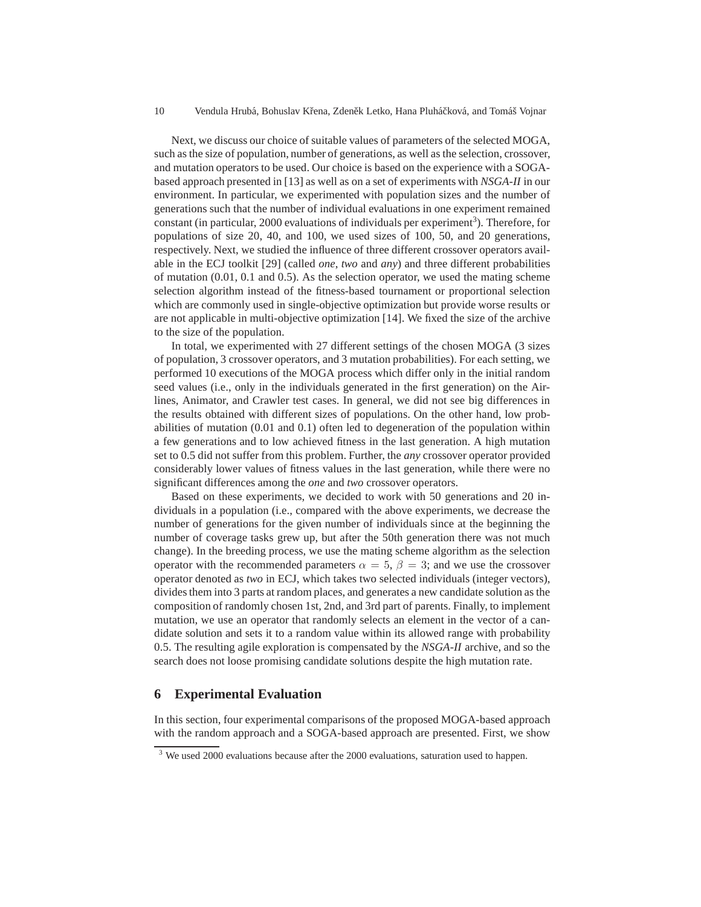Next, we discuss our choice of suitable values of parameters of the selected MOGA, such as the size of population, number of generations, as well as the selection, crossover, and mutation operators to be used. Our choice is based on the experience with a SOGA-based approach presented in [13] as well as on a set of experiments with *NSGA-II* in our environment. In particular, we experimented with population sizes and the number of generations such that the number of individual evaluations in one experiment remained constant (in particular, 2000 evaluations of individuals per experiment[3]). Therefore, for populations of size 20, 40, and 100, we used sizes of 100, 50, and 20 generations, respectively. Next, we studied the influence of three different crossover operators available in the ECJ toolkit [29] (called *one*, *two* and *any*) and three different probabilities of mutation (0.01, 0.1 and 0.5). As the selection operator, we used the mating scheme selection algorithm instead of the fitness-based tournament or proportional selection which are commonly used in single-objective optimization but provide worse results or are not applicable in multi-objective optimization [14]. We fixed the size of the archive to the size of the population.

In total, we experimented with 27 different settings of the chosen MOGA (3 sizes of population, 3 crossover operators, and 3 mutation probabilities). For each setting, we performed 10 executions of the MOGA process which differ only in the initial random seed values (i.e., only in the individuals generated in the first generation) on the Airlines, Animator, and Crawler test cases. In general, we did not see big differences in the results obtained with different sizes of populations. On the other hand, low probabilities of mutation (0.01 and 0.1) often led to degeneration of the population within a few generations and to low achieved fitness in the last generation. A high mutation set to 0.5 did not suffer from this problem. Further, the *any* crossover operator provided considerably lower values of fitness values in the last generation, while there were no significant differences among the *one* and *two* crossover operators.

Based on these experiments, we decided to work with 50 generations and 20 individuals in a population (i.e., compared with the above experiments, we decrease the number of generations for the given number of individuals since at the beginning the number of coverage tasks grew up, but after the 50th generation there was not much change). In the breeding process, we use the mating scheme algorithm as the selection operator with the recommended parameters $\alpha = 5$, $\beta = 3$; and we use the crossover operator denoted as *two* in ECJ, which takes two selected individuals (integer vectors), divides them into 3 parts at random places, and generates a new candidate solution as the composition of randomly chosen 1st, 2nd, and 3rd part of parents. Finally, to implement mutation, we use an operator that randomly selects an element in the vector of a candidate solution and sets it to a random value within its allowed range with probability 0.5. The resulting agile exploration is compensated by the *NSGA-II* archive, and so the search does not loose promising candidate solutions despite the high mutation rate.

## 6 Experimental Evaluation

In this section, four experimental comparisons of the proposed MOGA-based approach with the random approach and a SOGA-based approach are presented. First, we show

[3] We used 2000 evaluations because after the 2000 evaluations, saturation used to happen.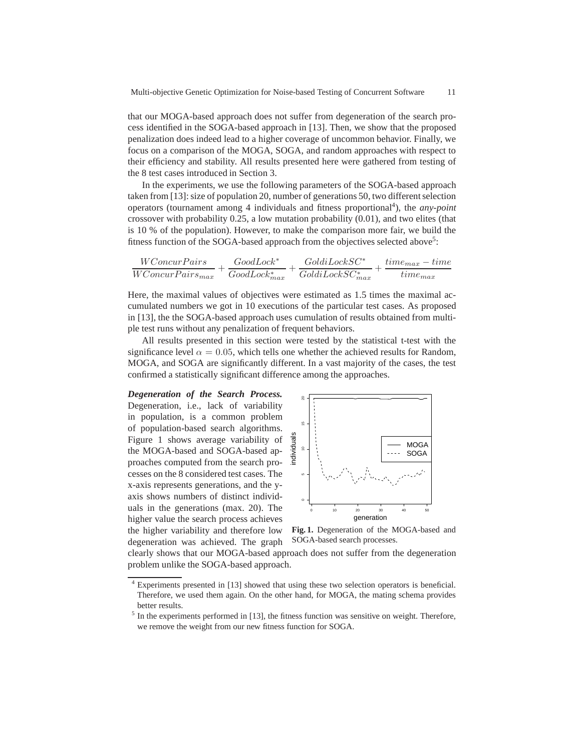that our MOGA-based approach does not suffer from degeneration of the search process identified in the SOGA-based approach in [13]. Then, we show that the proposed penalization does indeed lead to a higher coverage of uncommon behavior. Finally, we focus on a comparison of the MOGA, SOGA, and random approaches with respect to their efficiency and stability. All results presented here were gathered from testing of the 8 test cases introduced in Section 3.

In the experiments, we use the following parameters of the SOGA-based approach taken from [13]: size of population 20, number of generations 50, two different selection operators (tournament among 4 individuals and fitness proportional[4]), the *any-point* crossover with probability 0.25, a low mutation probability (0.01), and two elites (that is 10 % of the population). However, to make the comparison more fair, we build the fitness function of the SOGA-based approach from the objectives selected above[5]:

$$\frac{WConcurPairs}{WConcurPairs_{max}} + \frac{GoodLock^*}{GoodLock^*_{max}} + \frac{GoldiLockSC^*}{GoldiLockSC^*_{max}} + \frac{time_{max} - time}{time_{max}}$$

Here, the maximal values of objectives were estimated as 1.5 times the maximal accumulated numbers we got in 10 executions of the particular test cases. As proposed in [13], the the SOGA-based approach uses cumulation of results obtained from multiple test runs without any penalization of frequent behaviors.

All results presented in this section were tested by the statistical t-test with the significance level $\alpha = 0.05$, which tells one whether the achieved results for Random, MOGA, and SOGA are significantly different. In a vast majority of the cases, the test confirmed a statistically significant difference among the approaches.

***Degeneration of the Search Process.*** Degeneration, i.e., lack of variability in population, is a common problem of population-based search algorithms. Figure 1 shows average variability of the MOGA-based and SOGA-based approaches computed from the search processes on the 8 considered test cases. The x-axis represents generations, and the y-axis shows numbers of distinct individuals in the generations (max. 20). The higher value the search process achieves the higher variability and therefore low degeneration was achieved. The graph clearly shows that our MOGA-based approach does not suffer from the degeneration problem unlike the SOGA-based approach.

**Fig. 1.** Degeneration of the MOGA-based and SOGA-based search processes.

[4] Experiments presented in [13] showed that using these two selection operators is beneficial. Therefore, we used them again. On the other hand, for MOGA, the mating schema provides better results.

[5] In the experiments performed in [13], the fitness function was sensitive on weight. Therefore, we remove the weight from our new fitness function for SOGA.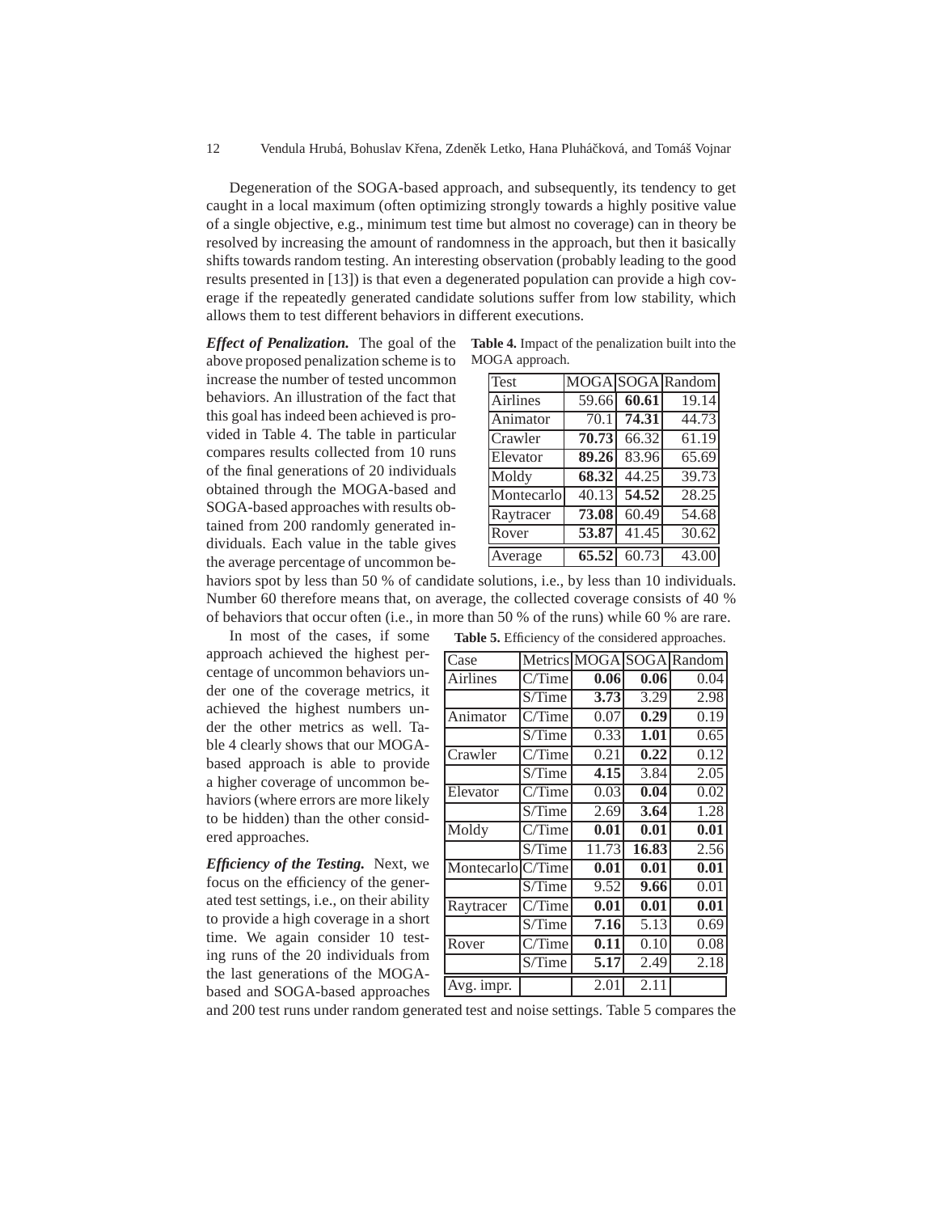Degeneration of the SOGA-based approach, and subsequently, its tendency to get caught in a local maximum (often optimizing strongly towards a highly positive value of a single objective, e.g., minimum test time but almost no coverage) can in theory be resolved by increasing the amount of randomness in the approach, but then it basically shifts towards random testing. An interesting observation (probably leading to the good results presented in [13]) is that even a degenerated population can provide a high coverage if the repeatedly generated candidate solutions suffer from low stability, which allows them to test different behaviors in different executions.

***Effect of Penalization.*** The goal of the above proposed penalization scheme is to increase the number of tested uncommon behaviors. An illustration of the fact that this goal has indeed been achieved is provided in Table 4. The table in particular compares results collected from 10 runs of the final generations of 20 individuals obtained through the MOGA-based and SOGA-based approaches with results obtained from 200 randomly generated individuals. Each value in the table gives the average percentage of uncommon behaviors spot by less than 50 % of candidate solutions, i.e., by less than 10 individuals. Number 60 therefore means that, on average, the collected coverage consists of 40 % of behaviors that occur often (i.e., in more than 50 % of the runs) while 60 % are rare.

**Table 4.** Impact of the penalization built into the MOGA approach.

| Test | MOGA | SOGA | Random |
|---|---|---|---|
| Airlines | 59.66 | **60.61** | 19.14 |
| Animator | 70.1 | **74.31** | 44.73 |
| Crawler | **70.73** | 66.32 | 61.19 |
| Elevator | **89.26** | 83.96 | 65.69 |
| Moldy | **68.32** | 44.25 | 39.73 |
| Montecarlo | 40.13 | **54.52** | 28.25 |
| Raytracer | **73.08** | 60.49 | 54.68 |
| Rover | **53.87** | 41.45 | 30.62 |
| Average | **65.52** | 60.73 | 43.00 |

In most of the cases, if some approach achieved the highest percentage of uncommon behaviors under one of the coverage metrics, it achieved the highest numbers under the other metrics as well. Table 4 clearly shows that our MOGA-based approach is able to provide a higher coverage of uncommon behaviors (where errors are more likely to be hidden) than the other considered approaches.

**Table 5.** Efficiency of the considered approaches.

| Case | Metrics | MOGA | SOGA | Random |
|---|---|---|---|---|
| Airlines | C/Time | **0.06** | **0.06** | 0.04 |
| | S/Time | **3.73** | 3.29 | 2.98 |
| Animator | C/Time | 0.07 | **0.29** | 0.19 |
| | S/Time | 0.33 | **1.01** | 0.65 |
| Crawler | C/Time | 0.21 | **0.22** | 0.12 |
| | S/Time | **4.15** | 3.84 | 2.05 |
| Elevator | C/Time | 0.03 | **0.04** | 0.02 |
| | S/Time | 2.69 | **3.64** | 1.28 |
| Moldy | C/Time | **0.01** | **0.01** | **0.01** |
| | S/Time | 11.73 | **16.83** | 2.56 |
| Montecarlo | C/Time | **0.01** | **0.01** | **0.01** |
| | S/Time | 9.52 | **9.66** | 0.01 |
| Raytracer | C/Time | **0.01** | **0.01** | **0.01** |
| | S/Time | **7.16** | 5.13 | 0.69 |
| Rover | C/Time | **0.11** | 0.10 | 0.08 |
| | S/Time | **5.17** | 2.49 | 2.18 |
| Avg. impr. | | 2.01 | 2.11 | |

***Efficiency of the Testing.*** Next, we focus on the efficiency of the generated test settings, i.e., on their ability to provide a high coverage in a short time. We again consider 10 testing runs of the 20 individuals from the last generations of the MOGA-based and SOGA-based approaches and 200 test runs under random generated test and noise settings. Table 5 compares the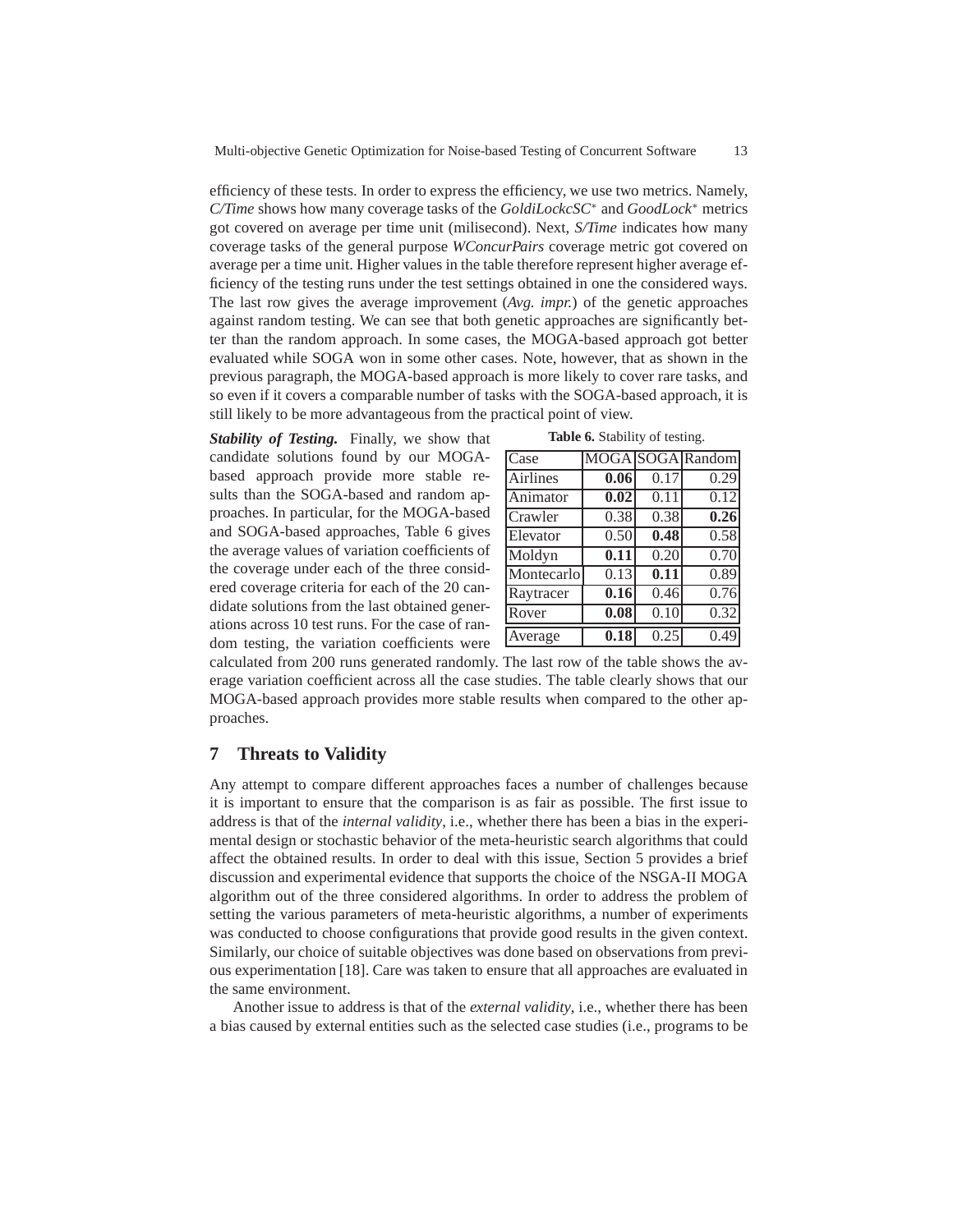efficiency of these tests. In order to express the efficiency, we use two metrics. Namely, *C/Time* shows how many coverage tasks of the *GoldiLockcSC*$^*$ and *GoodLock*$^*$ metrics got covered on average per time unit (milisecond). Next, *S/Time* indicates how many coverage tasks of the general purpose *WConcurPairs* coverage metric got covered on average per a time unit. Higher values in the table therefore represent higher average efficiency of the testing runs under the test settings obtained in one the considered ways. The last row gives the average improvement (*Avg. impr.*) of the genetic approaches against random testing. We can see that both genetic approaches are significantly better than the random approach. In some cases, the MOGA-based approach got better evaluated while SOGA won in some other cases. Note, however, that as shown in the previous paragraph, the MOGA-based approach is more likely to cover rare tasks, and so even if it covers a comparable number of tasks with the SOGA-based approach, it is still likely to be more advantageous from the practical point of view.

***Stability of Testing.*** Finally, we show that candidate solutions found by our MOGA-based approach provide more stable results than the SOGA-based and random approaches. In particular, for the MOGA-based and SOGA-based approaches, Table 6 gives the average values of variation coefficients of the coverage under each of the three considered coverage criteria for each of the 20 candidate solutions from the last obtained generations across 10 test runs. For the case of random testing, the variation coefficients were calculated from 200 runs generated randomly. The last row of the table shows the average variation coefficient across all the case studies. The table clearly shows that our MOGA-based approach provides more stable results when compared to the other approaches.

**Table 6.** Stability of testing.

| Case | MOGA | SOGA | Random |
|---|---|---|---|
| Airlines | **0.06** | 0.17 | 0.29 |
| Animator | **0.02** | 0.11 | 0.12 |
| Crawler | 0.38 | 0.38 | **0.26** |
| Elevator | 0.50 | **0.48** | 0.58 |
| Moldyn | **0.11** | 0.20 | 0.70 |
| Montecarlo | 0.13 | **0.11** | 0.89 |
| Raytracer | **0.16** | 0.46 | 0.76 |
| Rover | **0.08** | 0.10 | 0.32 |
| Average | **0.18** | 0.25 | 0.49 |

## 7 Threats to Validity

Any attempt to compare different approaches faces a number of challenges because it is important to ensure that the comparison is as fair as possible. The first issue to address is that of the *internal validity*, i.e., whether there has been a bias in the experimental design or stochastic behavior of the meta-heuristic search algorithms that could affect the obtained results. In order to deal with this issue, Section 5 provides a brief discussion and experimental evidence that supports the choice of the NSGA-II MOGA algorithm out of the three considered algorithms. In order to address the problem of setting the various parameters of meta-heuristic algorithms, a number of experiments was conducted to choose configurations that provide good results in the given context. Similarly, our choice of suitable objectives was done based on observations from previous experimentation [18]. Care was taken to ensure that all approaches are evaluated in the same environment.

Another issue to address is that of the *external validity*, i.e., whether there has been a bias caused by external entities such as the selected case studies (i.e., programs to be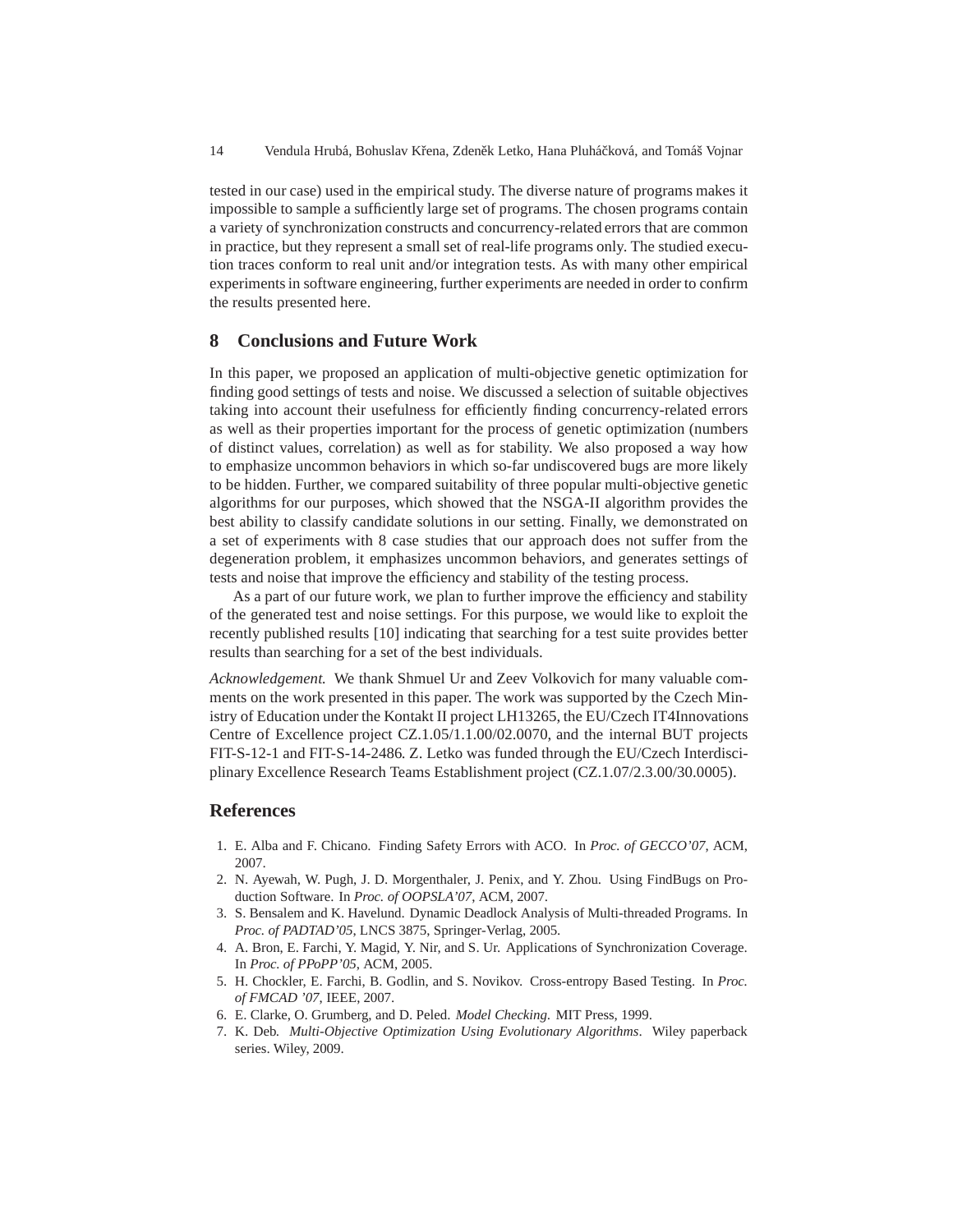tested in our case) used in the empirical study. The diverse nature of programs makes it impossible to sample a sufficiently large set of programs. The chosen programs contain a variety of synchronization constructs and concurrency-related errors that are common in practice, but they represent a small set of real-life programs only. The studied execution traces conform to real unit and/or integration tests. As with many other empirical experiments in software engineering, further experiments are needed in order to confirm the results presented here.

## 8 Conclusions and Future Work

In this paper, we proposed an application of multi-objective genetic optimization for finding good settings of tests and noise. We discussed a selection of suitable objectives taking into account their usefulness for efficiently finding concurrency-related errors as well as their properties important for the process of genetic optimization (numbers of distinct values, correlation) as well as for stability. We also proposed a way how to emphasize uncommon behaviors in which so-far undiscovered bugs are more likely to be hidden. Further, we compared suitability of three popular multi-objective genetic algorithms for our purposes, which showed that the NSGA-II algorithm provides the best ability to classify candidate solutions in our setting. Finally, we demonstrated on a set of experiments with 8 case studies that our approach does not suffer from the degeneration problem, it emphasizes uncommon behaviors, and generates settings of tests and noise that improve the efficiency and stability of the testing process.

As a part of our future work, we plan to further improve the efficiency and stability of the generated test and noise settings. For this purpose, we would like to exploit the recently published results [10] indicating that searching for a test suite provides better results than searching for a set of the best individuals.

*Acknowledgement.* We thank Shmuel Ur and Zeev Volkovich for many valuable comments on the work presented in this paper. The work was supported by the Czech Ministry of Education under the Kontakt II project LH13265, the EU/Czech IT4Innovations Centre of Excellence project CZ.1.05/1.1.00/02.0070, and the internal BUT projects FIT-S-12-1 and FIT-S-14-2486. Z. Letko was funded through the EU/Czech Interdisciplinary Excellence Research Teams Establishment project (CZ.1.07/2.3.00/30.0005).

## References

1. E. Alba and F. Chicano. Finding Safety Errors with ACO. In *Proc. of GECCO'07*, ACM, 2007.
2. N. Ayewah, W. Pugh, J. D. Morgenthaler, J. Penix, and Y. Zhou. Using FindBugs on Production Software. In *Proc. of OOPSLA'07*, ACM, 2007.
3. S. Bensalem and K. Havelund. Dynamic Deadlock Analysis of Multi-threaded Programs. In *Proc. of PADTAD'05*, LNCS 3875, Springer-Verlag, 2005.
4. A. Bron, E. Farchi, Y. Magid, Y. Nir, and S. Ur. Applications of Synchronization Coverage. In *Proc. of PPoPP'05*, ACM, 2005.
5. H. Chockler, E. Farchi, B. Godlin, and S. Novikov. Cross-entropy Based Testing. In *Proc. of FMCAD '07*, IEEE, 2007.
6. E. Clarke, O. Grumberg, and D. Peled. *Model Checking*. MIT Press, 1999.
7. K. Deb. *Multi-Objective Optimization Using Evolutionary Algorithms*. Wiley paperback series. Wiley, 2009.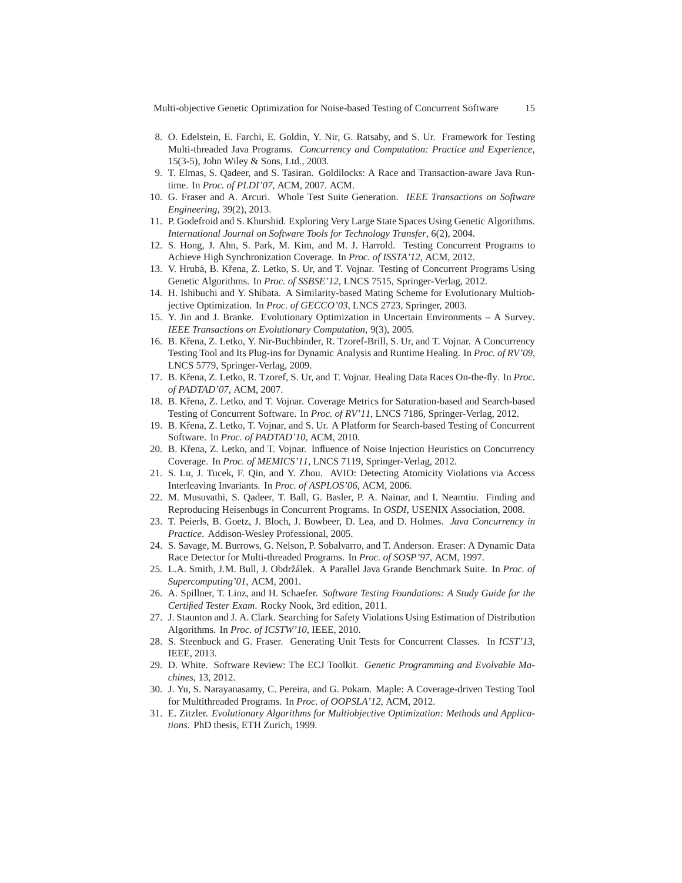8. O. Edelstein, E. Farchi, E. Goldin, Y. Nir, G. Ratsaby, and S. Ur. Framework for Testing Multi-threaded Java Programs. *Concurrency and Computation: Practice and Experience*, 15(3-5), John Wiley & Sons, Ltd., 2003.
9. T. Elmas, S. Qadeer, and S. Tasiran. Goldilocks: A Race and Transaction-aware Java Runtime. In *Proc. of PLDI'07*, ACM, 2007. ACM.
10. G. Fraser and A. Arcuri. Whole Test Suite Generation. *IEEE Transactions on Software Engineering*, 39(2), 2013.
11. P. Godefroid and S. Khurshid. Exploring Very Large State Spaces Using Genetic Algorithms. *International Journal on Software Tools for Technology Transfer*, 6(2), 2004.
12. S. Hong, J. Ahn, S. Park, M. Kim, and M. J. Harrold. Testing Concurrent Programs to Achieve High Synchronization Coverage. In *Proc. of ISSTA'12*, ACM, 2012.
13. V. Hrubá, B. Křena, Z. Letko, S. Ur, and T. Vojnar. Testing of Concurrent Programs Using Genetic Algorithms. In *Proc. of SSBSE'12*, LNCS 7515, Springer-Verlag, 2012.
14. H. Ishibuchi and Y. Shibata. A Similarity-based Mating Scheme for Evolutionary Multiobjective Optimization. In *Proc. of GECCO'03*, LNCS 2723, Springer, 2003.
15. Y. Jin and J. Branke. Evolutionary Optimization in Uncertain Environments – A Survey. *IEEE Transactions on Evolutionary Computation*, 9(3), 2005.
16. B. Křena, Z. Letko, Y. Nir-Buchbinder, R. Tzoref-Brill, S. Ur, and T. Vojnar. A Concurrency Testing Tool and Its Plug-ins for Dynamic Analysis and Runtime Healing. In *Proc. of RV'09*, LNCS 5779, Springer-Verlag, 2009.
17. B. Křena, Z. Letko, R. Tzoref, S. Ur, and T. Vojnar. Healing Data Races On-the-fly. In *Proc. of PADTAD'07*, ACM, 2007.
18. B. Křena, Z. Letko, and T. Vojnar. Coverage Metrics for Saturation-based and Search-based Testing of Concurrent Software. In *Proc. of RV'11*, LNCS 7186, Springer-Verlag, 2012.
19. B. Křena, Z. Letko, T. Vojnar, and S. Ur. A Platform for Search-based Testing of Concurrent Software. In *Proc. of PADTAD'10*, ACM, 2010.
20. B. Křena, Z. Letko, and T. Vojnar. Influence of Noise Injection Heuristics on Concurrency Coverage. In *Proc. of MEMICS'11*, LNCS 7119, Springer-Verlag, 2012.
21. S. Lu, J. Tucek, F. Qin, and Y. Zhou. AVIO: Detecting Atomicity Violations via Access Interleaving Invariants. In *Proc. of ASPLOS'06*, ACM, 2006.
22. M. Musuvathi, S. Qadeer, T. Ball, G. Basler, P. A. Nainar, and I. Neamtiu. Finding and Reproducing Heisenbugs in Concurrent Programs. In *OSDI*, USENIX Association, 2008.
23. T. Peierls, B. Goetz, J. Bloch, J. Bowbeer, D. Lea, and D. Holmes. *Java Concurrency in Practice*. Addison-Wesley Professional, 2005.
24. S. Savage, M. Burrows, G. Nelson, P. Sobalvarro, and T. Anderson. Eraser: A Dynamic Data Race Detector for Multi-threaded Programs. In *Proc. of SOSP'97*, ACM, 1997.
25. L.A. Smith, J.M. Bull, J. Obdržálek. A Parallel Java Grande Benchmark Suite. In *Proc. of Supercomputing'01*, ACM, 2001.
26. A. Spillner, T. Linz, and H. Schaefer. *Software Testing Foundations: A Study Guide for the Certified Tester Exam*. Rocky Nook, 3rd edition, 2011.
27. J. Staunton and J. A. Clark. Searching for Safety Violations Using Estimation of Distribution Algorithms. In *Proc. of ICSTW'10*, IEEE, 2010.
28. S. Steenbuck and G. Fraser. Generating Unit Tests for Concurrent Classes. In *ICST'13*, IEEE, 2013.
29. D. White. Software Review: The ECJ Toolkit. *Genetic Programming and Evolvable Machines*, 13, 2012.
30. J. Yu, S. Narayanasamy, C. Pereira, and G. Pokam. Maple: A Coverage-driven Testing Tool for Multithreaded Programs. In *Proc. of OOPSLA'12*, ACM, 2012.
31. E. Zitzler. *Evolutionary Algorithms for Multiobjective Optimization: Methods and Applications*. PhD thesis, ETH Zurich, 1999.